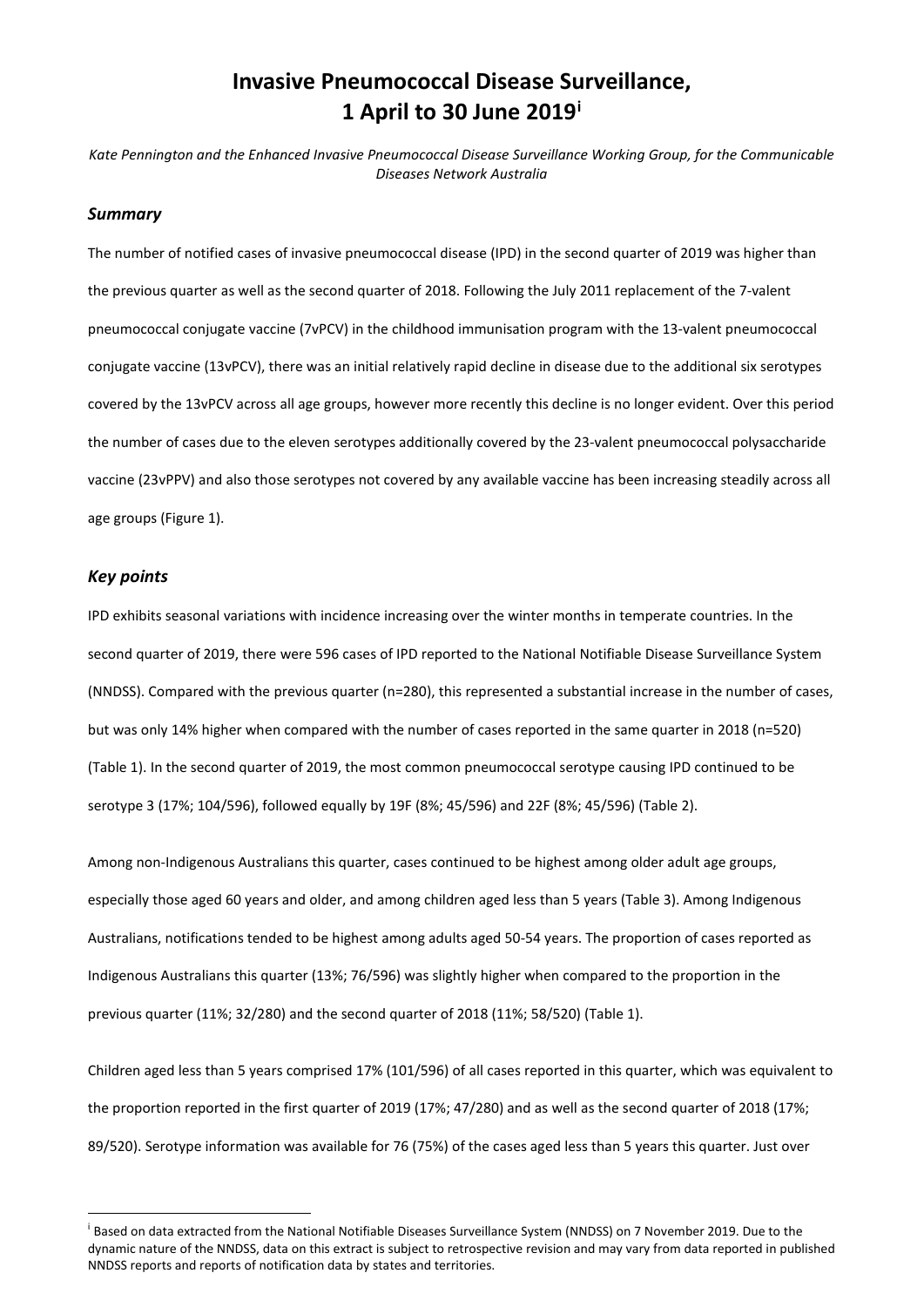# Invasive Pneumococcal Disease Surveillance, 1 April to 30 June 2019[i]

*Kate Pennington and the Enhanced Invasive Pneumococcal Disease Surveillance Working Group, for the Communicable Diseases Network Australia*

## *Summary*

The number of notified cases of invasive pneumococcal disease (IPD) in the second quarter of 2019 was higher than the previous quarter as well as the second quarter of 2018. Following the July 2011 replacement of the 7-valent pneumococcal conjugate vaccine (7vPCV) in the childhood immunisation program with the 13-valent pneumococcal conjugate vaccine (13vPCV), there was an initial relatively rapid decline in disease due to the additional six serotypes covered by the 13vPCV across all age groups, however more recently this decline is no longer evident. Over this period the number of cases due to the eleven serotypes additionally covered by the 23-valent pneumococcal polysaccharide vaccine (23vPPV) and also those serotypes not covered by any available vaccine has been increasing steadily across all age groups (Figure 1).

## *Key points*

IPD exhibits seasonal variations with incidence increasing over the winter months in temperate countries. In the second quarter of 2019, there were 596 cases of IPD reported to the National Notifiable Disease Surveillance System (NNDSS). Compared with the previous quarter (n=280), this represented a substantial increase in the number of cases, but was only 14% higher when compared with the number of cases reported in the same quarter in 2018 (n=520) (Table 1). In the second quarter of 2019, the most common pneumococcal serotype causing IPD continued to be serotype 3 (17%; 104/596), followed equally by 19F (8%; 45/596) and 22F (8%; 45/596) (Table 2).

Among non-Indigenous Australians this quarter, cases continued to be highest among older adult age groups, especially those aged 60 years and older, and among children aged less than 5 years (Table 3). Among Indigenous Australians, notifications tended to be highest among adults aged 50-54 years. The proportion of cases reported as Indigenous Australians this quarter (13%; 76/596) was slightly higher when compared to the proportion in the previous quarter (11%; 32/280) and the second quarter of 2018 (11%; 58/520) (Table 1).

Children aged less than 5 years comprised 17% (101/596) of all cases reported in this quarter, which was equivalent to the proportion reported in the first quarter of 2019 (17%; 47/280) and as well as the second quarter of 2018 (17%; 89/520). Serotype information was available for 76 (75%) of the cases aged less than 5 years this quarter. Just over

---

[i] Based on data extracted from the National Notifiable Diseases Surveillance System (NNDSS) on 7 November 2019. Due to the dynamic nature of the NNDSS, data on this extract is subject to retrospective revision and may vary from data reported in published NNDSS reports and reports of notification data by states and territories.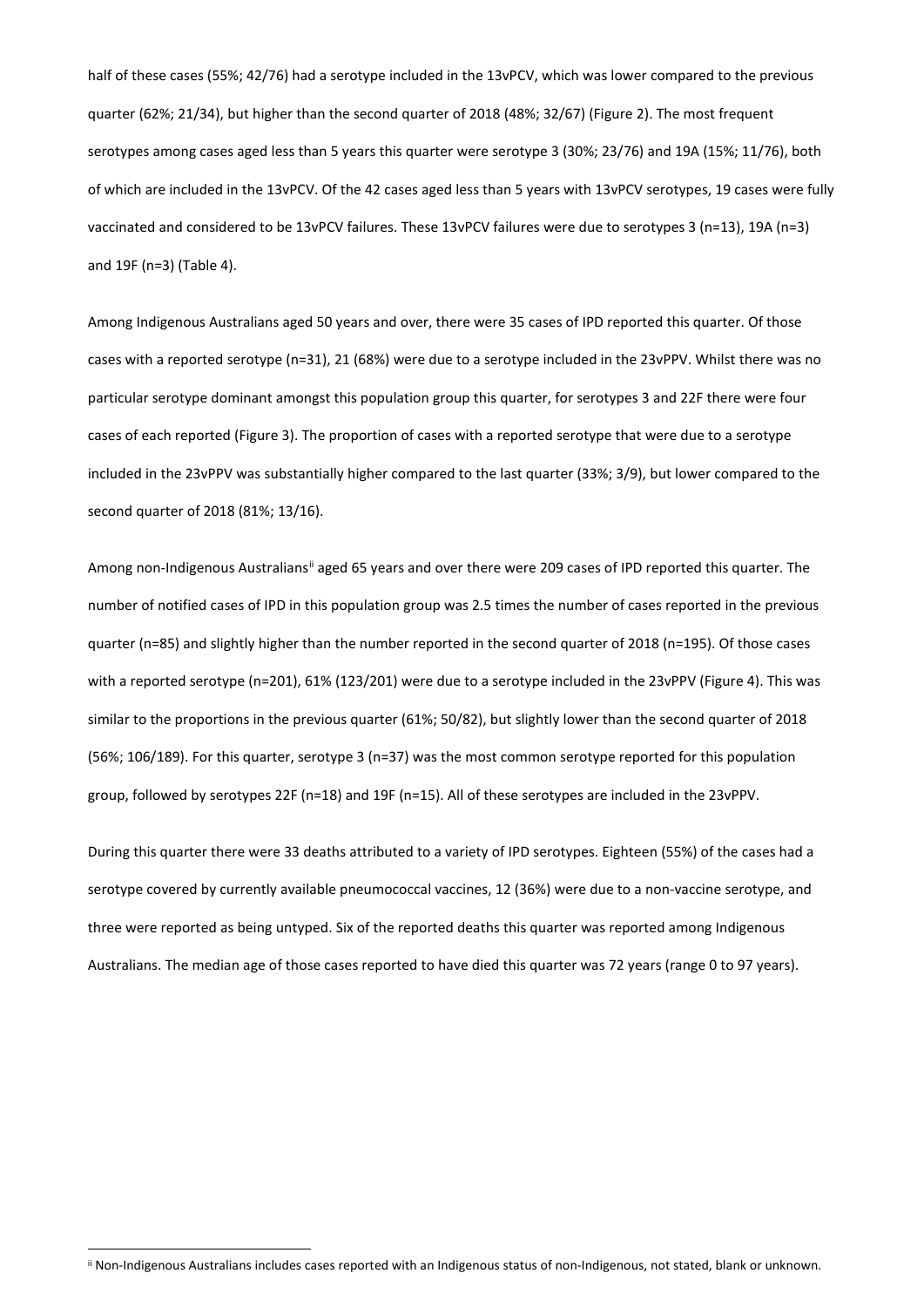half of these cases (55%; 42/76) had a serotype included in the 13vPCV, which was lower compared to the previous quarter (62%; 21/34), but higher than the second quarter of 2018 (48%; 32/67) (Figure 2). The most frequent serotypes among cases aged less than 5 years this quarter were serotype 3 (30%; 23/76) and 19A (15%; 11/76), both of which are included in the 13vPCV. Of the 42 cases aged less than 5 years with 13vPCV serotypes, 19 cases were fully vaccinated and considered to be 13vPCV failures. These 13vPCV failures were due to serotypes 3 (n=13), 19A (n=3) and 19F (n=3) (Table 4).

Among Indigenous Australians aged 50 years and over, there were 35 cases of IPD reported this quarter. Of those cases with a reported serotype (n=31), 21 (68%) were due to a serotype included in the 23vPPV. Whilst there was no particular serotype dominant amongst this population group this quarter, for serotypes 3 and 22F there were four cases of each reported (Figure 3). The proportion of cases with a reported serotype that were due to a serotype included in the 23vPPV was substantially higher compared to the last quarter (33%; 3/9), but lower compared to the second quarter of 2018 (81%; 13/16).

Among non-Indigenous Australians[ii] aged 65 years and over there were 209 cases of IPD reported this quarter. The number of notified cases of IPD in this population group was 2.5 times the number of cases reported in the previous quarter (n=85) and slightly higher than the number reported in the second quarter of 2018 (n=195). Of those cases with a reported serotype (n=201), 61% (123/201) were due to a serotype included in the 23vPPV (Figure 4). This was similar to the proportions in the previous quarter (61%; 50/82), but slightly lower than the second quarter of 2018 (56%; 106/189). For this quarter, serotype 3 (n=37) was the most common serotype reported for this population group, followed by serotypes 22F (n=18) and 19F (n=15). All of these serotypes are included in the 23vPPV.

During this quarter there were 33 deaths attributed to a variety of IPD serotypes. Eighteen (55%) of the cases had a serotype covered by currently available pneumococcal vaccines, 12 (36%) were due to a non-vaccine serotype, and three were reported as being untyped. Six of the reported deaths this quarter was reported among Indigenous Australians. The median age of those cases reported to have died this quarter was 72 years (range 0 to 97 years).

[ii] Non-Indigenous Australians includes cases reported with an Indigenous status of non-Indigenous, not stated, blank or unknown.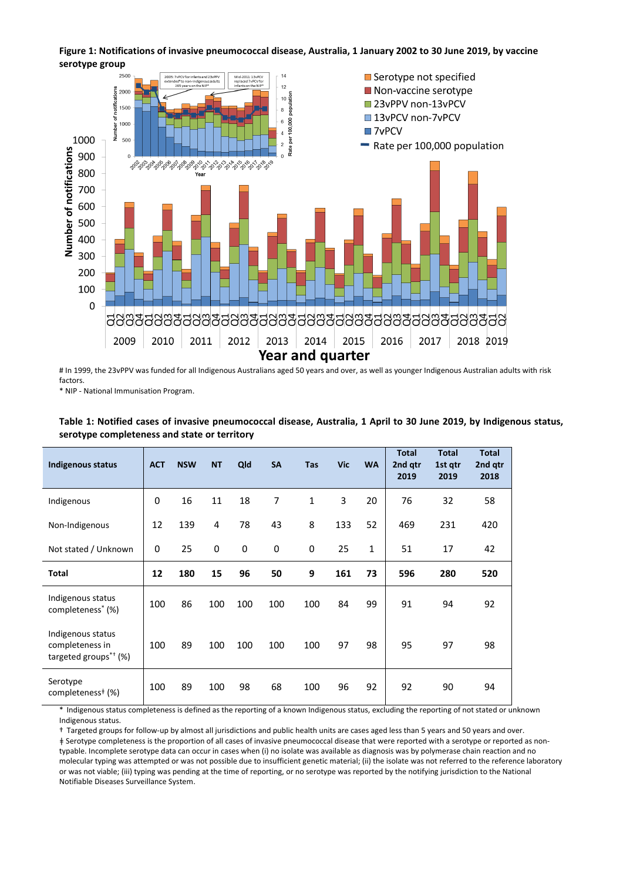**Figure 1: Notifications of invasive pneumococcal disease, Australia, 1 January 2002 to 30 June 2019, by vaccine serotype group**

# In 1999, the 23vPPV was funded for all Indigenous Australians aged 50 years and over, as well as younger Indigenous Australian adults with risk factors.

* NIP - National Immunisation Program.

**Table 1: Notified cases of invasive pneumococcal disease, Australia, 1 April to 30 June 2019, by Indigenous status, serotype completeness and state or territory**

| Indigenous status | ACT | NSW | NT | Qld | SA | Tas | Vic | WA | Total 2nd qtr 2019 | Total 1st qtr 2019 | Total 2nd qtr 2018 |
|---|---|---|---|---|---|---|---|---|---|---|---|
| Indigenous | 0 | 16 | 11 | 18 | 7 | 1 | 3 | 20 | 76 | 32 | 58 |
| Non-Indigenous | 12 | 139 | 4 | 78 | 43 | 8 | 133 | 52 | 469 | 231 | 420 |
| Not stated / Unknown | 0 | 25 | 0 | 0 | 0 | 0 | 25 | 1 | 51 | 17 | 42 |
| **Total** | **12** | **180** | **15** | **96** | **50** | **9** | **161** | **73** | **596** | **280** | **520** |
| Indigenous status completeness* (%) | 100 | 86 | 100 | 100 | 100 | 100 | 84 | 99 | 91 | 94 | 92 |
| Indigenous status completeness in targeted groups*† (%) | 100 | 89 | 100 | 100 | 100 | 100 | 97 | 98 | 95 | 97 | 98 |
| Serotype completeness‡ (%) | 100 | 89 | 100 | 98 | 68 | 100 | 96 | 92 | 92 | 90 | 94 |

* Indigenous status completeness is defined as the reporting of a known Indigenous status, excluding the reporting of not stated or unknown Indigenous status.

† Targeted groups for follow-up by almost all jurisdictions and public health units are cases aged less than 5 years and 50 years and over.

‡ Serotype completeness is the proportion of all cases of invasive pneumococcal disease that were reported with a serotype or reported as non-typable. Incomplete serotype data can occur in cases when (i) no isolate was available as diagnosis was by polymerase chain reaction and no molecular typing was attempted or was not possible due to insufficient genetic material; (ii) the isolate was not referred to the reference laboratory or was not viable; (iii) typing was pending at the time of reporting, or no serotype was reported by the notifying jurisdiction to the National Notifiable Diseases Surveillance System.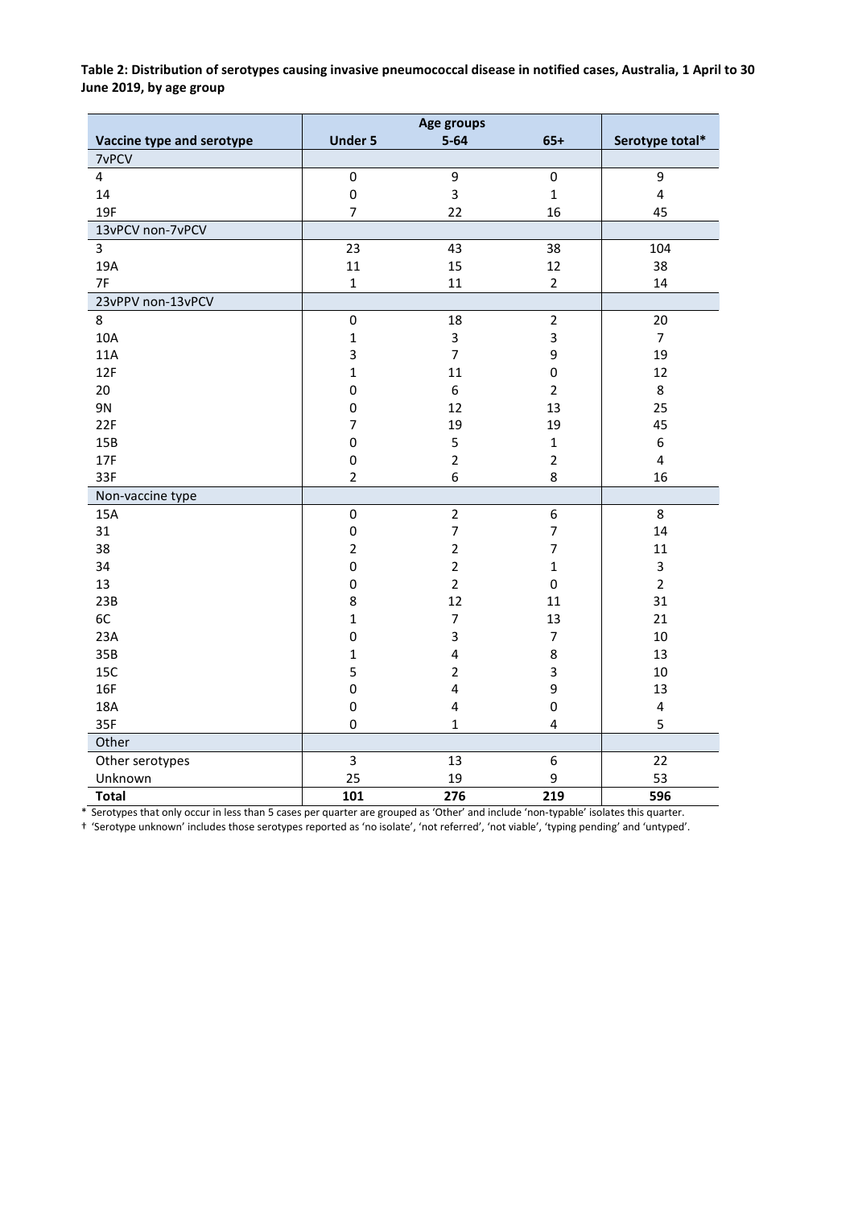**Table 2: Distribution of serotypes causing invasive pneumococcal disease in notified cases, Australia, 1 April to 30 June 2019, by age group**

| Vaccine type and serotype | Age groups | | | Serotype total* |
|---|---|---|---|---|
| | Under 5 | 5-64 | 65+ | |
| 7vPCV | | | | |
| 4 | 0 | 9 | 0 | 9 |
| 14 | 0 | 3 | 1 | 4 |
| 19F | 7 | 22 | 16 | 45 |
| 13vPCV non-7vPCV | | | | |
| 3 | 23 | 43 | 38 | 104 |
| 19A | 11 | 15 | 12 | 38 |
| 7F | 1 | 11 | 2 | 14 |
| 23vPPV non-13vPCV | | | | |
| 8 | 0 | 18 | 2 | 20 |
| 10A | 1 | 3 | 3 | 7 |
| 11A | 3 | 7 | 9 | 19 |
| 12F | 1 | 11 | 0 | 12 |
| 20 | 0 | 6 | 2 | 8 |
| 9N | 0 | 12 | 13 | 25 |
| 22F | 7 | 19 | 19 | 45 |
| 15B | 0 | 5 | 1 | 6 |
| 17F | 0 | 2 | 2 | 4 |
| 33F | 2 | 6 | 8 | 16 |
| Non-vaccine type | | | | |
| 15A | 0 | 2 | 6 | 8 |
| 31 | 0 | 7 | 7 | 14 |
| 38 | 2 | 2 | 7 | 11 |
| 34 | 0 | 2 | 1 | 3 |
| 13 | 0 | 2 | 0 | 2 |
| 23B | 8 | 12 | 11 | 31 |
| 6C | 1 | 7 | 13 | 21 |
| 23A | 0 | 3 | 7 | 10 |
| 35B | 1 | 4 | 8 | 13 |
| 15C | 5 | 2 | 3 | 10 |
| 16F | 0 | 4 | 9 | 13 |
| 18A | 0 | 4 | 0 | 4 |
| 35F | 0 | 1 | 4 | 5 |
| Other | | | | |
| Other serotypes | 3 | 13 | 6 | 22 |
| Unknown | 25 | 19 | 9 | 53 |
| **Total** | **101** | **276** | **219** | **596** |

\* Serotypes that only occur in less than 5 cases per quarter are grouped as 'Other' and include 'non-typable' isolates this quarter.

† 'Serotype unknown' includes those serotypes reported as 'no isolate', 'not referred', 'not viable', 'typing pending' and 'untyped'.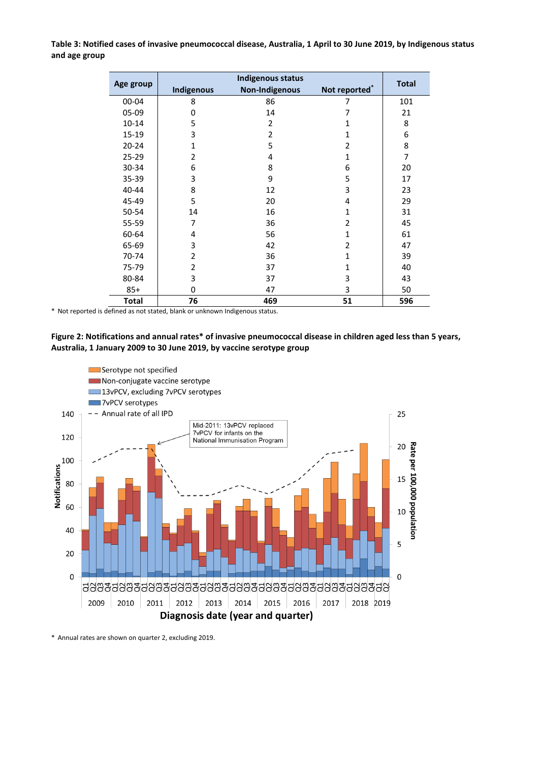**Table 3: Notified cases of invasive pneumococcal disease, Australia, 1 April to 30 June 2019, by Indigenous status and age group**

| Age group | Indigenous status | | | Total |
|---|---|---|---|---|
| | Indigenous | Non-Indigenous | Not reported* | |
| 00-04 | 8 | 86 | 7 | 101 |
| 05-09 | 0 | 14 | 7 | 21 |
| 10-14 | 5 | 2 | 1 | 8 |
| 15-19 | 3 | 2 | 1 | 6 |
| 20-24 | 1 | 5 | 2 | 8 |
| 25-29 | 2 | 4 | 1 | 7 |
| 30-34 | 6 | 8 | 6 | 20 |
| 35-39 | 3 | 9 | 5 | 17 |
| 40-44 | 8 | 12 | 3 | 23 |
| 45-49 | 5 | 20 | 4 | 29 |
| 50-54 | 14 | 16 | 1 | 31 |
| 55-59 | 7 | 36 | 2 | 45 |
| 60-64 | 4 | 56 | 1 | 61 |
| 65-69 | 3 | 42 | 2 | 47 |
| 70-74 | 2 | 36 | 1 | 39 |
| 75-79 | 2 | 37 | 1 | 40 |
| 80-84 | 3 | 37 | 3 | 43 |
| 85+ | 0 | 47 | 3 | 50 |
| **Total** | **76** | **469** | **51** | **596** |

\* Not reported is defined as not stated, blank or unknown Indigenous status.

**Figure 2: Notifications and annual rates\* of invasive pneumococcal disease in children aged less than 5 years, Australia, 1 January 2009 to 30 June 2019, by vaccine serotype group**

\* Annual rates are shown on quarter 2, excluding 2019.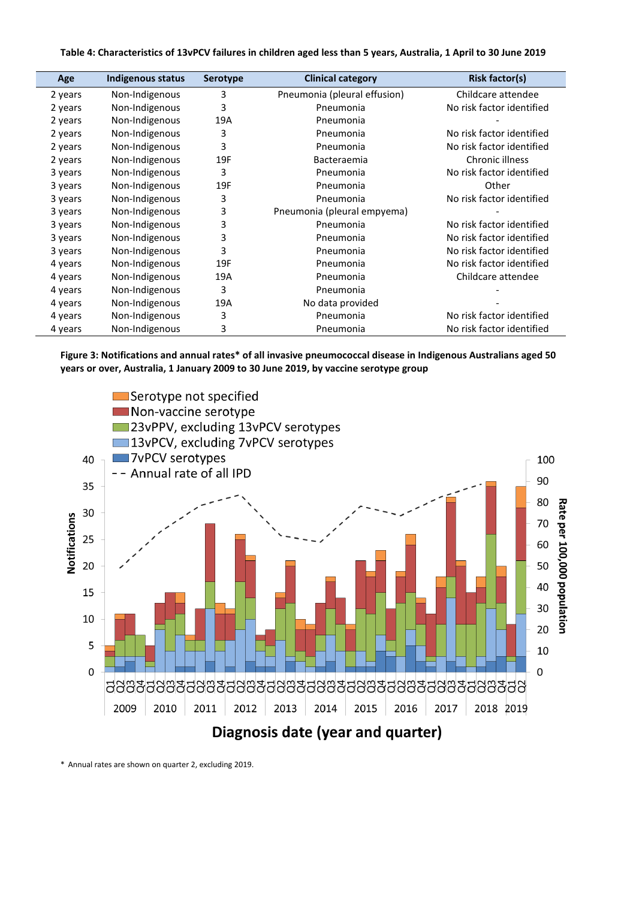**Table 4: Characteristics of 13vPCV failures in children aged less than 5 years, Australia, 1 April to 30 June 2019**

| Age | Indigenous status | Serotype | Clinical category | Risk factor(s) |
|---|---|---|---|---|
| 2 years | Non-Indigenous | 3 | Pneumonia (pleural effusion) | Childcare attendee |
| 2 years | Non-Indigenous | 3 | Pneumonia | No risk factor identified |
| 2 years | Non-Indigenous | 19A | Pneumonia | - |
| 2 years | Non-Indigenous | 3 | Pneumonia | No risk factor identified |
| 2 years | Non-Indigenous | 3 | Pneumonia | No risk factor identified |
| 2 years | Non-Indigenous | 19F | Bacteraemia | Chronic illness |
| 3 years | Non-Indigenous | 3 | Pneumonia | No risk factor identified |
| 3 years | Non-Indigenous | 19F | Pneumonia | Other |
| 3 years | Non-Indigenous | 3 | Pneumonia | No risk factor identified |
| 3 years | Non-Indigenous | 3 | Pneumonia (pleural empyema) | - |
| 3 years | Non-Indigenous | 3 | Pneumonia | No risk factor identified |
| 3 years | Non-Indigenous | 3 | Pneumonia | No risk factor identified |
| 3 years | Non-Indigenous | 3 | Pneumonia | No risk factor identified |
| 4 years | Non-Indigenous | 19F | Pneumonia | No risk factor identified |
| 4 years | Non-Indigenous | 19A | Pneumonia | Childcare attendee |
| 4 years | Non-Indigenous | 3 | Pneumonia | - |
| 4 years | Non-Indigenous | 19A | No data provided | - |
| 4 years | Non-Indigenous | 3 | Pneumonia | No risk factor identified |
| 4 years | Non-Indigenous | 3 | Pneumonia | No risk factor identified |

**Figure 3: Notifications and annual rates* of all invasive pneumococcal disease in Indigenous Australians aged 50 years or over, Australia, 1 January 2009 to 30 June 2019, by vaccine serotype group**

\* Annual rates are shown on quarter 2, excluding 2019.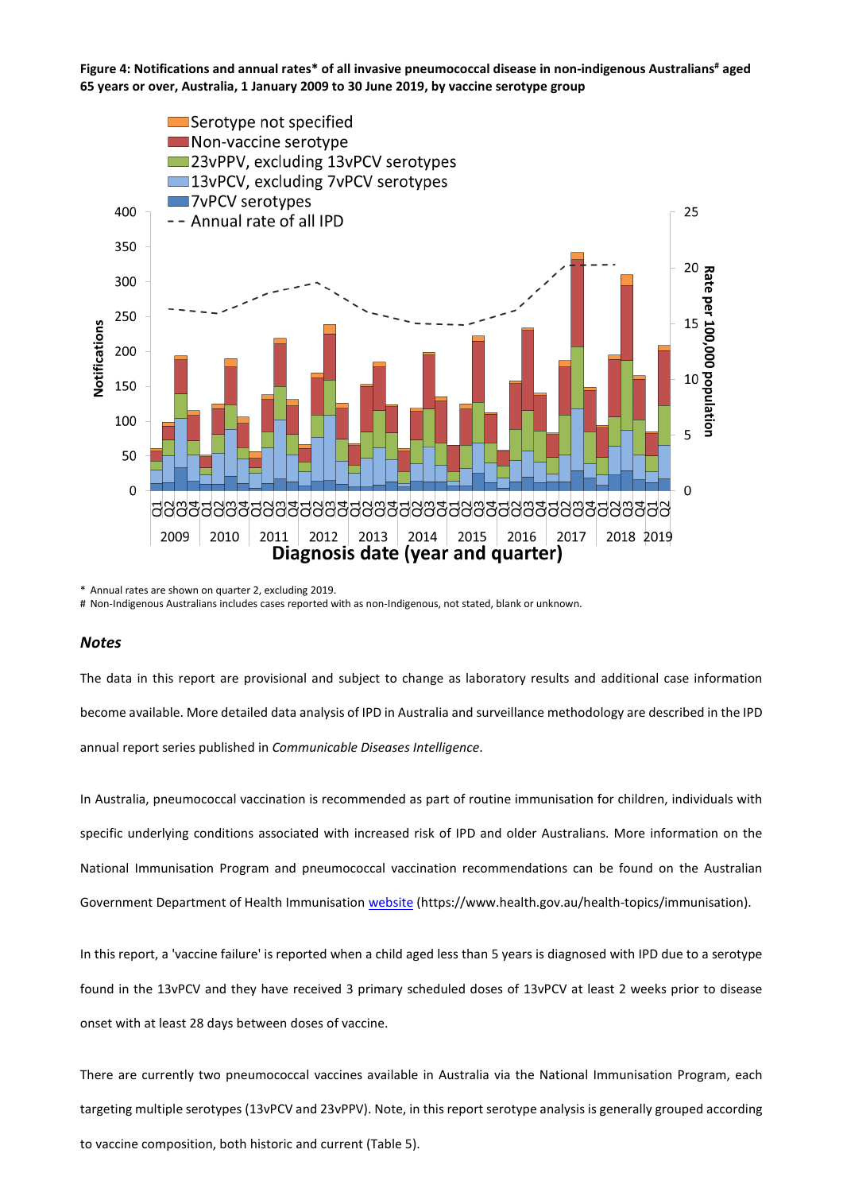**Figure 4: Notifications and annual rates* of all invasive pneumococcal disease in non-indigenous Australians# aged 65 years or over, Australia, 1 January 2009 to 30 June 2019, by vaccine serotype group**

\* Annual rates are shown on quarter 2, excluding 2019.

\# Non-Indigenous Australians includes cases reported with as non-Indigenous, not stated, blank or unknown.

### *Notes*

The data in this report are provisional and subject to change as laboratory results and additional case information become available. More detailed data analysis of IPD in Australia and surveillance methodology are described in the IPD annual report series published in *Communicable Diseases Intelligence*.

In Australia, pneumococcal vaccination is recommended as part of routine immunisation for children, individuals with specific underlying conditions associated with increased risk of IPD and older Australians. More information on the National Immunisation Program and pneumococcal vaccination recommendations can be found on the Australian Government Department of Health Immunisation website (https://www.health.gov.au/health-topics/immunisation).

In this report, a 'vaccine failure' is reported when a child aged less than 5 years is diagnosed with IPD due to a serotype found in the 13vPCV and they have received 3 primary scheduled doses of 13vPCV at least 2 weeks prior to disease onset with at least 28 days between doses of vaccine.

There are currently two pneumococcal vaccines available in Australia via the National Immunisation Program, each targeting multiple serotypes (13vPCV and 23vPPV). Note, in this report serotype analysis is generally grouped according to vaccine composition, both historic and current (Table 5).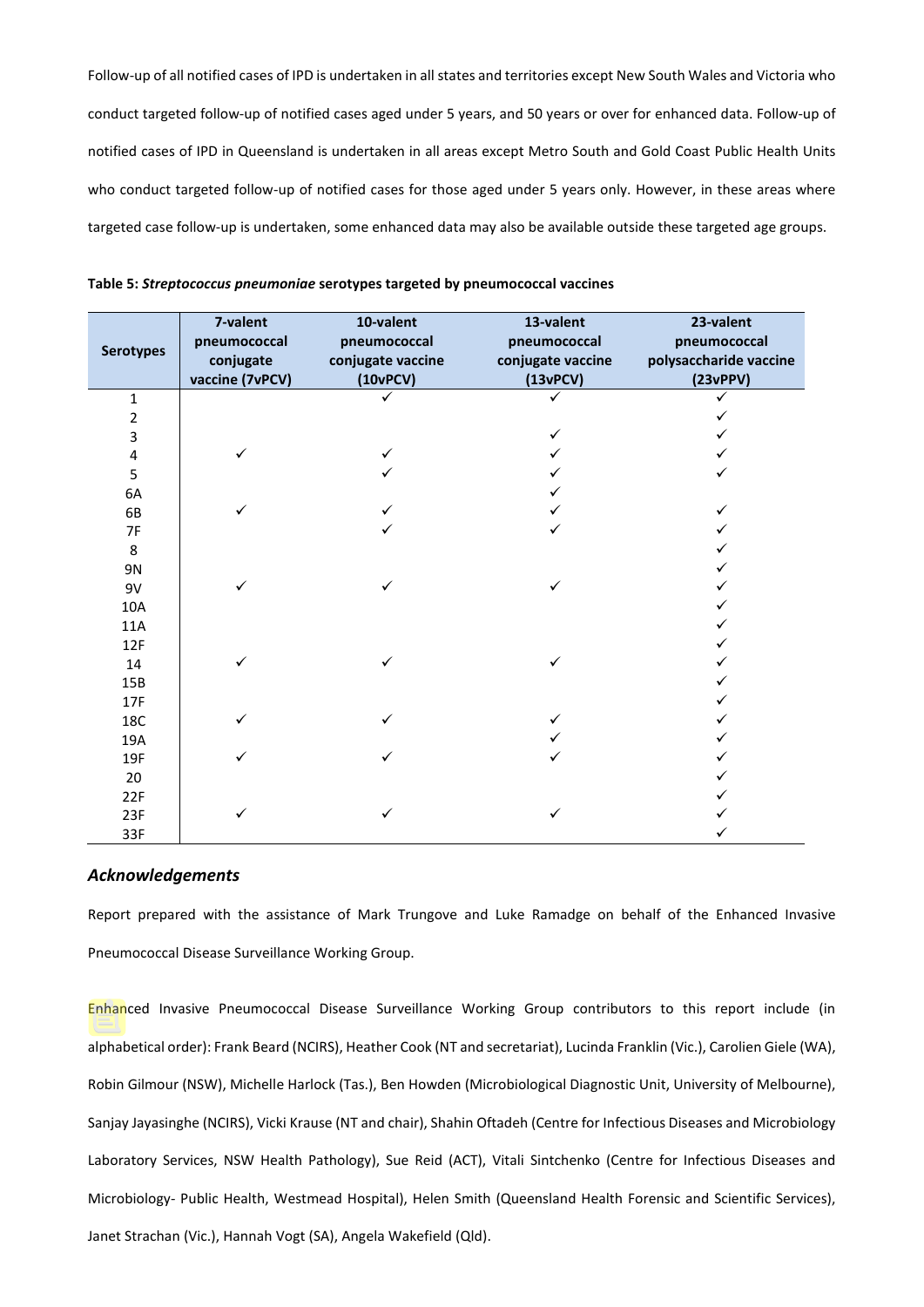Follow-up of all notified cases of IPD is undertaken in all states and territories except New South Wales and Victoria who conduct targeted follow-up of notified cases aged under 5 years, and 50 years or over for enhanced data. Follow-up of notified cases of IPD in Queensland is undertaken in all areas except Metro South and Gold Coast Public Health Units who conduct targeted follow-up of notified cases for those aged under 5 years only. However, in these areas where targeted case follow-up is undertaken, some enhanced data may also be available outside these targeted age groups.

**Table 5: *Streptococcus pneumoniae* serotypes targeted by pneumococcal vaccines**

| Serotypes | 7-valent pneumococcal conjugate vaccine (7vPCV) | 10-valent pneumococcal conjugate vaccine (10vPCV) | 13-valent pneumococcal conjugate vaccine (13vPCV) | 23-valent pneumococcal polysaccharide vaccine (23vPPV) |
|---|---|---|---|---|
| 1 | | ✓ | ✓ | ✓ |
| 2 | | | | ✓ |
| 3 | | | ✓ | ✓ |
| 4 | ✓ | ✓ | ✓ | ✓ |
| 5 | | ✓ | ✓ | ✓ |
| 6A | | | ✓ | |
| 6B | ✓ | ✓ | ✓ | ✓ |
| 7F | | ✓ | ✓ | ✓ |
| 8 | | | | ✓ |
| 9N | | | | ✓ |
| 9V | ✓ | ✓ | ✓ | ✓ |
| 10A | | | | ✓ |
| 11A | | | | ✓ |
| 12F | | | | ✓ |
| 14 | ✓ | ✓ | ✓ | ✓ |
| 15B | | | | ✓ |
| 17F | | | | ✓ |
| 18C | ✓ | ✓ | ✓ | ✓ |
| 19A | | | ✓ | ✓ |
| 19F | ✓ | ✓ | ✓ | ✓ |
| 20 | | | | ✓ |
| 22F | | | | ✓ |
| 23F | ✓ | ✓ | ✓ | ✓ |
| 33F | | | | ✓ |

## *Acknowledgements*

Report prepared with the assistance of Mark Trungove and Luke Ramadge on behalf of the Enhanced Invasive Pneumococcal Disease Surveillance Working Group.

Enhanced Invasive Pneumococcal Disease Surveillance Working Group contributors to this report include (in alphabetical order): Frank Beard (NCIRS), Heather Cook (NT and secretariat), Lucinda Franklin (Vic.), Carolien Giele (WA), Robin Gilmour (NSW), Michelle Harlock (Tas.), Ben Howden (Microbiological Diagnostic Unit, University of Melbourne), Sanjay Jayasinghe (NCIRS), Vicki Krause (NT and chair), Shahin Oftadeh (Centre for Infectious Diseases and Microbiology Laboratory Services, NSW Health Pathology), Sue Reid (ACT), Vitali Sintchenko (Centre for Infectious Diseases and Microbiology- Public Health, Westmead Hospital), Helen Smith (Queensland Health Forensic and Scientific Services), Janet Strachan (Vic.), Hannah Vogt (SA), Angela Wakefield (Qld).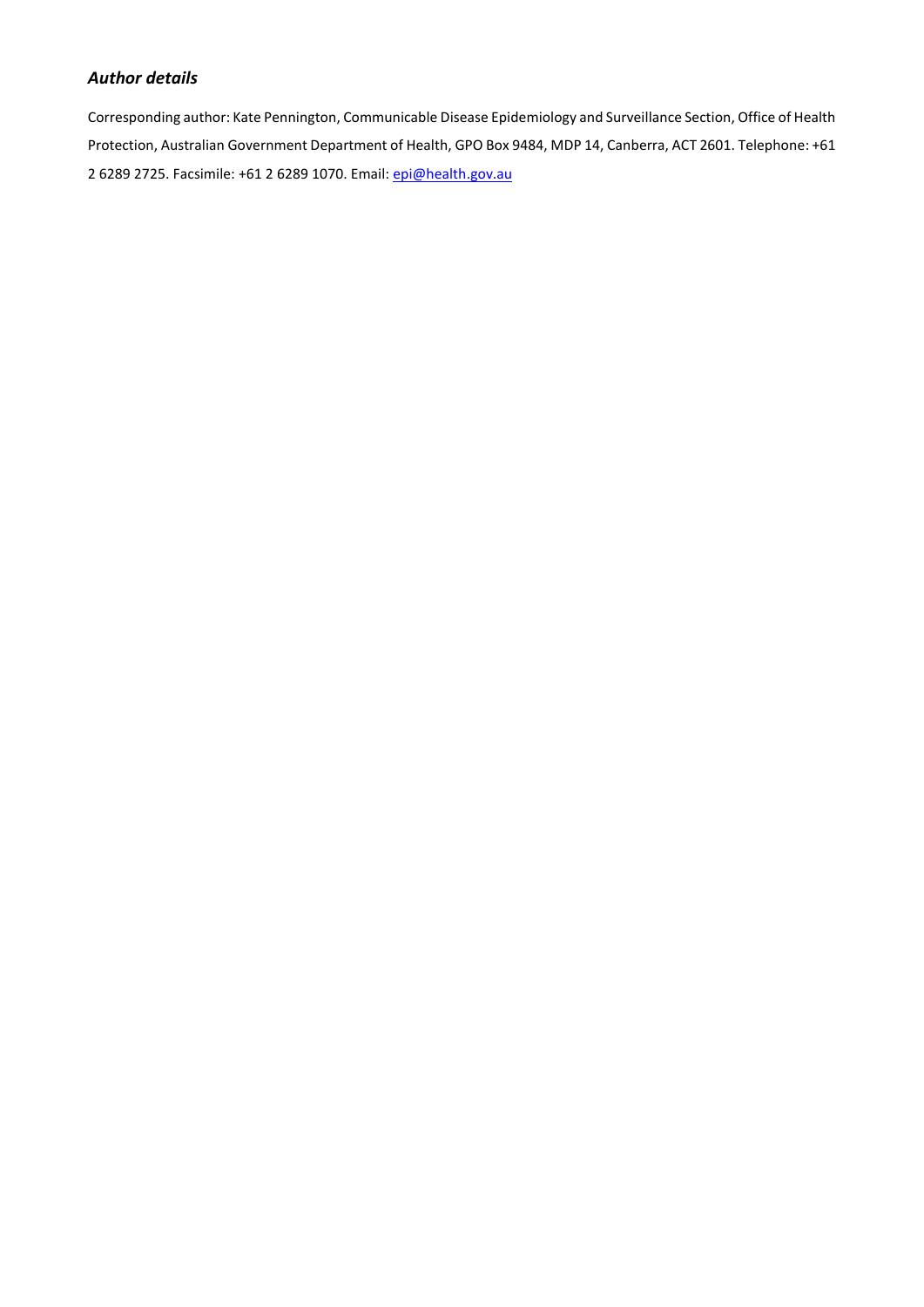### *Author details*

Corresponding author: Kate Pennington, Communicable Disease Epidemiology and Surveillance Section, Office of Health Protection, Australian Government Department of Health, GPO Box 9484, MDP 14, Canberra, ACT 2601. Telephone: +61 2 6289 2725. Facsimile: +61 2 6289 1070. Email: epi@health.gov.au